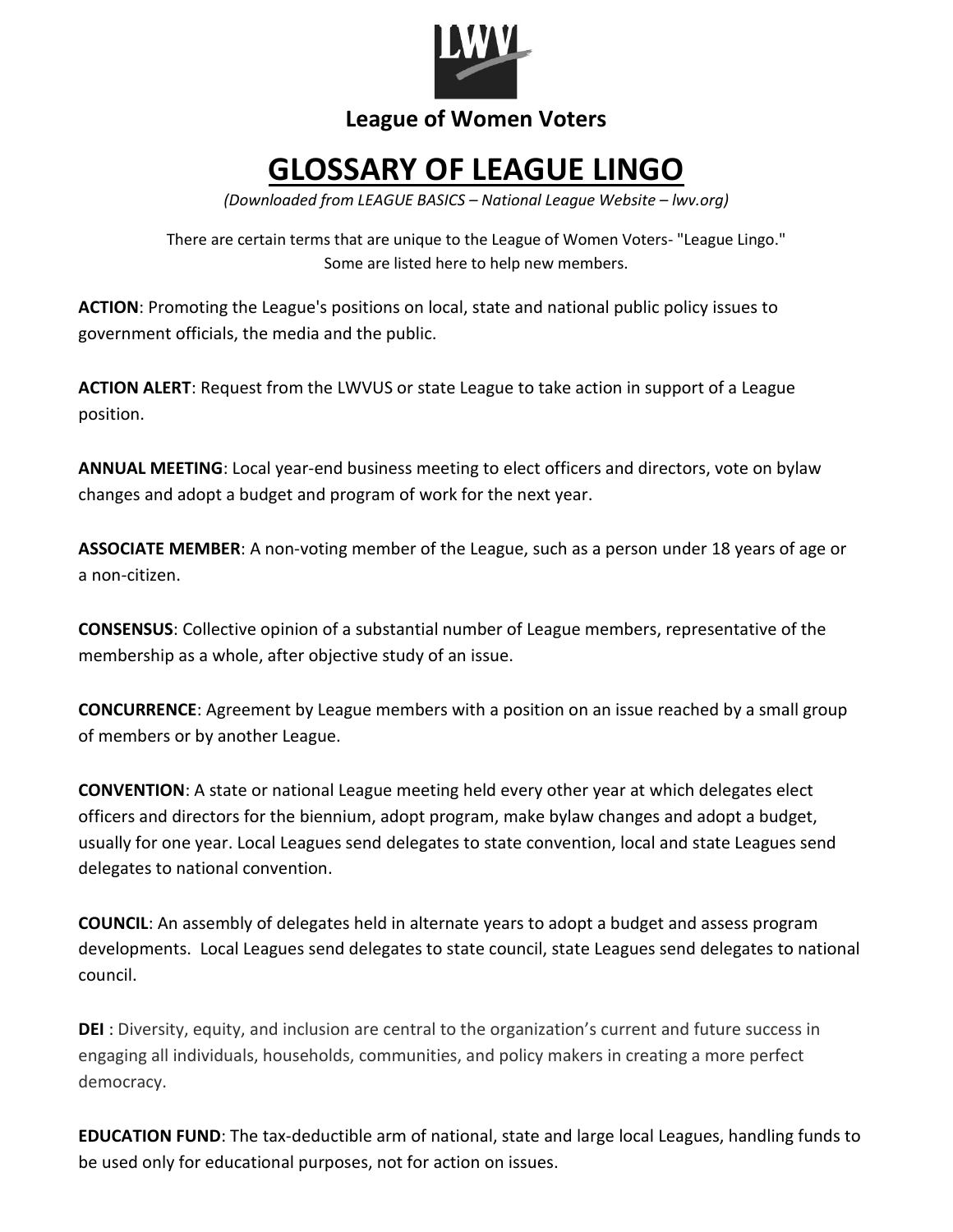LWV

**League of Women Voters**

# GLOSSARY OF LEAGUE LINGO

*(Downloaded from LEAGUE BASICS – National League Website – lwv.org)*

There are certain terms that are unique to the League of Women Voters- "League Lingo." Some are listed here to help new members.

**ACTION**: Promoting the League's positions on local, state and national public policy issues to government officials, the media and the public.

**ACTION ALERT**: Request from the LWVUS or state League to take action in support of a League position.

**ANNUAL MEETING**: Local year-end business meeting to elect officers and directors, vote on bylaw changes and adopt a budget and program of work for the next year.

**ASSOCIATE MEMBER**: A non-voting member of the League, such as a person under 18 years of age or a non-citizen.

**CONSENSUS**: Collective opinion of a substantial number of League members, representative of the membership as a whole, after objective study of an issue.

**CONCURRENCE**: Agreement by League members with a position on an issue reached by a small group of members or by another League.

**CONVENTION**: A state or national League meeting held every other year at which delegates elect officers and directors for the biennium, adopt program, make bylaw changes and adopt a budget, usually for one year. Local Leagues send delegates to state convention, local and state Leagues send delegates to national convention.

**COUNCIL**: An assembly of delegates held in alternate years to adopt a budget and assess program developments. Local Leagues send delegates to state council, state Leagues send delegates to national council.

**DEI** : Diversity, equity, and inclusion are central to the organization's current and future success in engaging all individuals, households, communities, and policy makers in creating a more perfect democracy.

**EDUCATION FUND**: The tax-deductible arm of national, state and large local Leagues, handling funds to be used only for educational purposes, not for action on issues.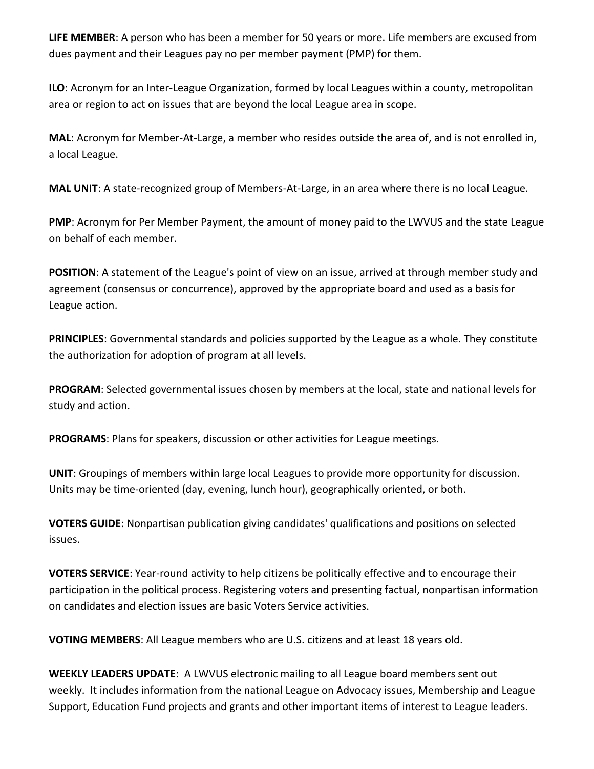**LIFE MEMBER**: A person who has been a member for 50 years or more. Life members are excused from dues payment and their Leagues pay no per member payment (PMP) for them.

**ILO**: Acronym for an Inter-League Organization, formed by local Leagues within a county, metropolitan area or region to act on issues that are beyond the local League area in scope.

**MAL**: Acronym for Member-At-Large, a member who resides outside the area of, and is not enrolled in, a local League.

**MAL UNIT**: A state-recognized group of Members-At-Large, in an area where there is no local League.

**PMP**: Acronym for Per Member Payment, the amount of money paid to the LWVUS and the state League on behalf of each member.

**POSITION**: A statement of the League's point of view on an issue, arrived at through member study and agreement (consensus or concurrence), approved by the appropriate board and used as a basis for League action.

**PRINCIPLES**: Governmental standards and policies supported by the League as a whole. They constitute the authorization for adoption of program at all levels.

**PROGRAM**: Selected governmental issues chosen by members at the local, state and national levels for study and action.

**PROGRAMS**: Plans for speakers, discussion or other activities for League meetings.

**UNIT**: Groupings of members within large local Leagues to provide more opportunity for discussion. Units may be time-oriented (day, evening, lunch hour), geographically oriented, or both.

**VOTERS GUIDE**: Nonpartisan publication giving candidates' qualifications and positions on selected issues.

**VOTERS SERVICE**: Year-round activity to help citizens be politically effective and to encourage their participation in the political process. Registering voters and presenting factual, nonpartisan information on candidates and election issues are basic Voters Service activities.

**VOTING MEMBERS**: All League members who are U.S. citizens and at least 18 years old.

**WEEKLY LEADERS UPDATE**: A LWVUS electronic mailing to all League board members sent out weekly. It includes information from the national League on Advocacy issues, Membership and League Support, Education Fund projects and grants and other important items of interest to League leaders.